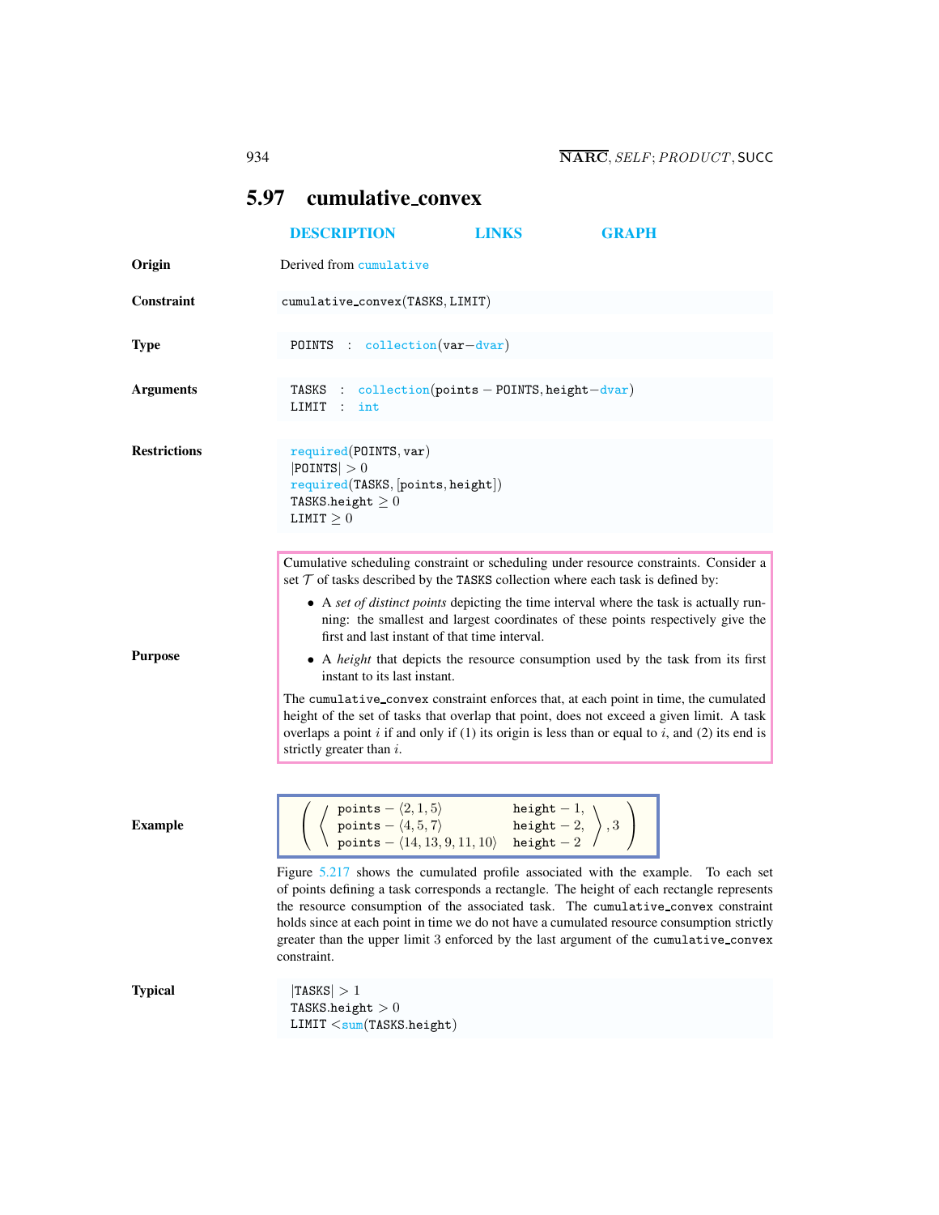## 5.97 cumulative_convex

DESCRIPTION LINKS GRAPH

**Origin**

Derived from cumulative

**Constraint**

cumulative_convex(TASKS, LIMIT)

**Type**

POINTS : collection(var−dvar)

**Arguments**

TASKS : collection(points − POINTS, height−dvar)
LIMIT : int

**Restrictions**

required(POINTS, var)
$|\text{POINTS}| > 0$
required(TASKS, [points, height])
TASKS.height $\geq 0$
LIMIT $\geq 0$

**Purpose**

Cumulative scheduling constraint or scheduling under resource constraints. Consider a set $\mathcal{T}$ of tasks described by the TASKS collection where each task is defined by:

- A *set of distinct points* depicting the time interval where the task is actually running: the smallest and largest coordinates of these points respectively give the first and last instant of that time interval.
- A *height* that depicts the resource consumption used by the task from its first instant to its last instant.

The cumulative_convex constraint enforces that, at each point in time, the cumulated height of the set of tasks that overlap that point, does not exceed a given limit. A task overlaps a point $i$ if and only if (1) its origin is less than or equal to $i$, and (2) its end is strictly greater than $i$.

**Example**

$$\left( \left\langle \begin{array}{ll} \texttt{points} - \langle 2, 1, 5 \rangle & \texttt{height} - 1, \\ \texttt{points} - \langle 4, 5, 7 \rangle & \texttt{height} - 2, \\ \texttt{points} - \langle 14, 13, 9, 11, 10 \rangle & \texttt{height} - 2 \end{array} \right\rangle, 3 \right)$$

Figure 5.217 shows the cumulated profile associated with the example. To each set of points defining a task corresponds a rectangle. The height of each rectangle represents the resource consumption of the associated task. The cumulative_convex constraint holds since at each point in time we do not have a cumulated resource consumption strictly greater than the upper limit 3 enforced by the last argument of the cumulative_convex constraint.

**Typical**

$|\text{TASKS}| > 1$
TASKS.height $> 0$
LIMIT $<$ sum(TASKS.height)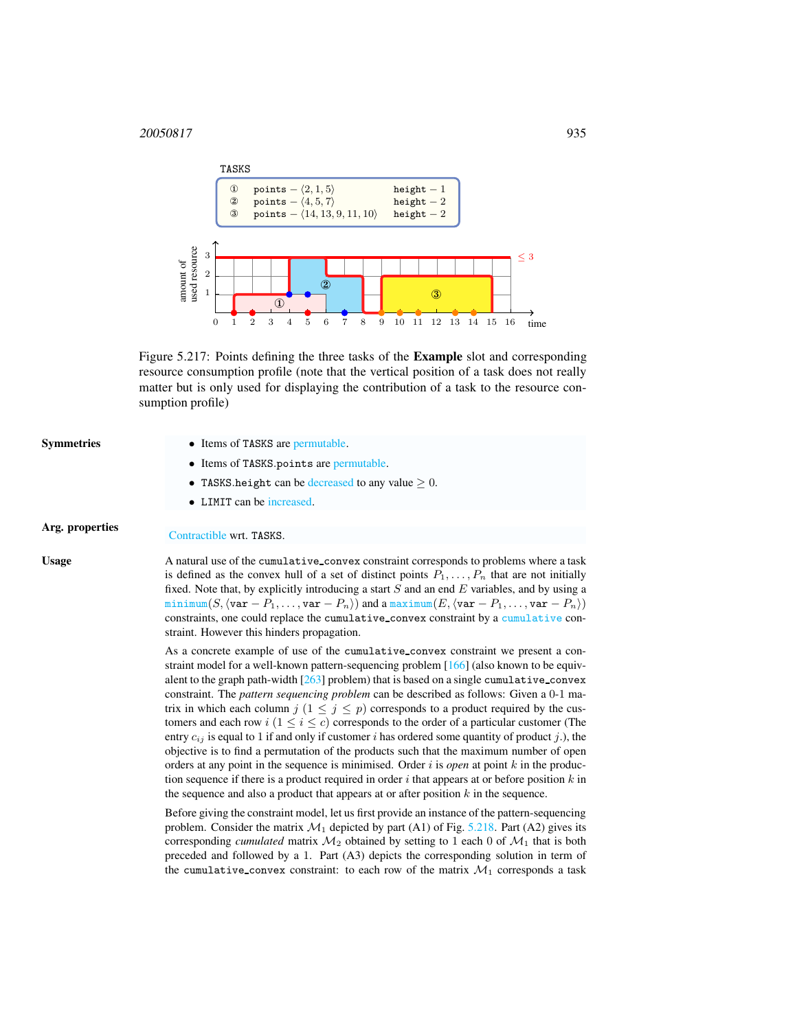TASKS

| | | |
|---|---|---|
| ① | points − ⟨2, 1, 5⟩ | height − 1 |
| ② | points − ⟨4, 5, 7⟩ | height − 2 |
| ③ | points − ⟨14, 13, 9, 11, 10⟩ | height − 2 |

Figure 5.217: Points defining the three tasks of the **Example** slot and corresponding resource consumption profile (note that the vertical position of a task does not really matter but is only used for displaying the contribution of a task to the resource consumption profile)

**Symmetries**

- Items of TASKS are permutable.
- Items of TASKS.points are permutable.
- TASKS.height can be decreased to any value $\geq 0$.
- LIMIT can be increased.

**Arg. properties**

Contractible wrt. TASKS.

**Usage**

A natural use of the `cumulative_convex` constraint corresponds to problems where a task is defined as the convex hull of a set of distinct points $P_1, \ldots, P_n$ that are not initially fixed. Note that, by explicitly introducing a start $S$ and an end $E$ variables, and by using a `minimum`$(S, \langle$`var` $- P_1, \ldots,$ `var` $- P_n\rangle)$ and a `maximum`$(E, \langle$`var` $- P_1, \ldots,$ `var` $- P_n\rangle)$ constraints, one could replace the `cumulative_convex` constraint by a `cumulative` constraint. However this hinders propagation.

As a concrete example of use of the `cumulative_convex` constraint we present a constraint model for a well-known pattern-sequencing problem [166] (also known to be equivalent to the graph path-width [263] problem) that is based on a single `cumulative_convex` constraint. The *pattern sequencing problem* can be described as follows: Given a 0-1 matrix in which each column $j$ $(1 \leq j \leq p)$ corresponds to a product required by the customers and each row $i$ $(1 \leq i \leq c)$ corresponds to the order of a particular customer (The entry $c_{ij}$ is equal to 1 if and only if customer $i$ has ordered some quantity of product $j$.), the objective is to find a permutation of the products such that the maximum number of open orders at any point in the sequence is minimised. Order $i$ is *open* at point $k$ in the production sequence if there is a product required in order $i$ that appears at or before position $k$ in the sequence and also a product that appears at or after position $k$ in the sequence.

Before giving the constraint model, let us first provide an instance of the pattern-sequencing problem. Consider the matrix $\mathcal{M}_1$ depicted by part (A1) of Fig. 5.218. Part (A2) gives its corresponding *cumulated* matrix $\mathcal{M}_2$ obtained by setting to 1 each 0 of $\mathcal{M}_1$ that is both preceded and followed by a 1. Part (A3) depicts the corresponding solution in term of the `cumulative_convex` constraint: to each row of the matrix $\mathcal{M}_1$ corresponds a task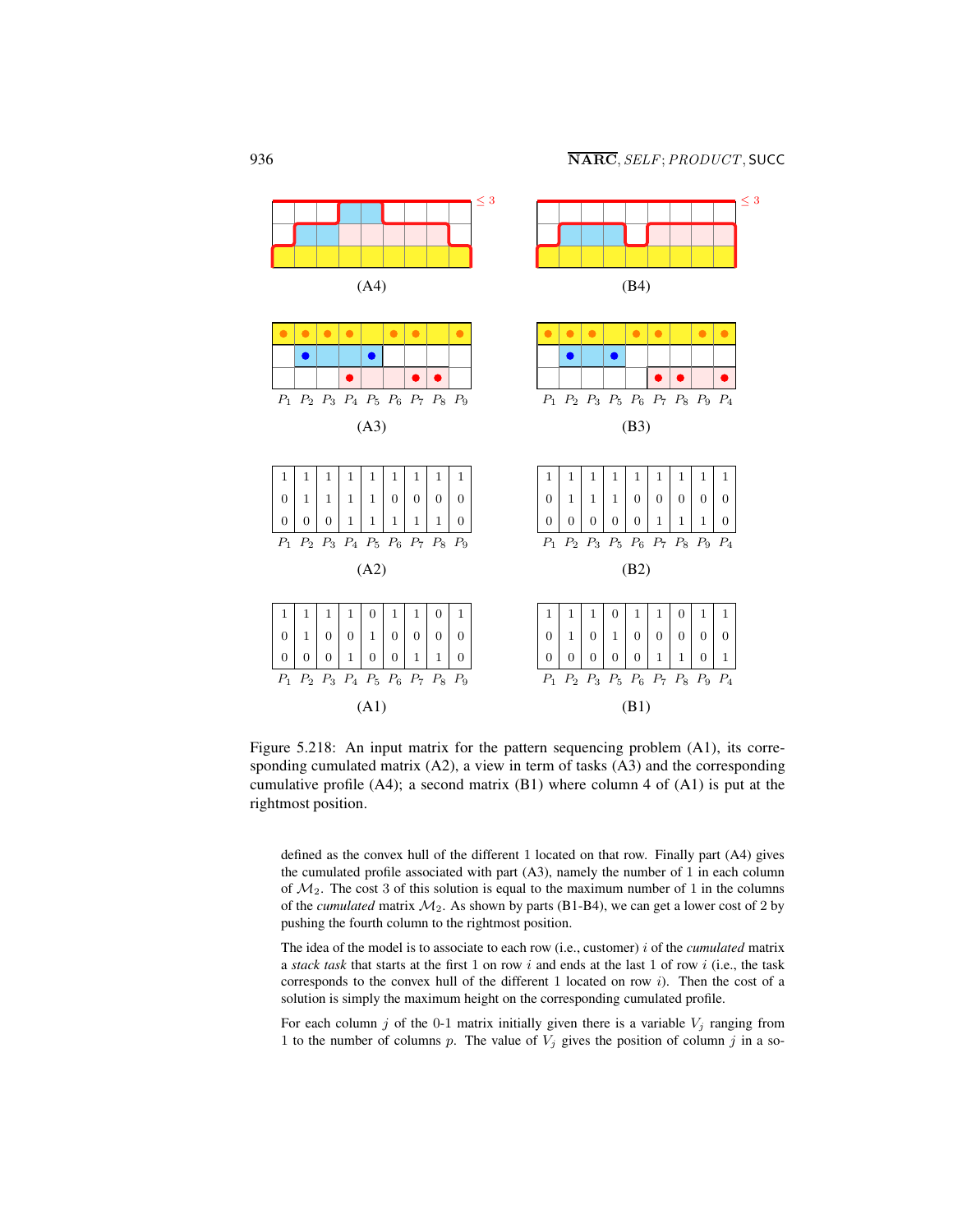| 1 | 1 | 1 | 1 | 0 | 1 | 1 | 0 | 1 |
|---|---|---|---|---|---|---|---|---|
| 0 | 1 | 0 | 0 | 1 | 0 | 0 | 0 | 0 |
| 0 | 0 | 0 | 1 | 0 | 0 | 1 | 1 | 0 |
| $P_1$ | $P_2$ | $P_3$ | $P_4$ | $P_5$ | $P_6$ | $P_7$ | $P_8$ | $P_9$ |

(A1)

| 1 | 1 | 1 | 1 | 1 | 1 | 1 | 1 | 1 |
|---|---|---|---|---|---|---|---|---|
| 0 | 1 | 1 | 1 | 1 | 0 | 0 | 0 | 0 |
| 0 | 0 | 0 | 1 | 1 | 1 | 1 | 1 | 0 |
| $P_1$ | $P_2$ | $P_3$ | $P_4$ | $P_5$ | $P_6$ | $P_7$ | $P_8$ | $P_9$ |

(A2)

(A3)

(A4)

| 1 | 1 | 1 | 0 | 1 | 1 | 0 | 1 | 1 |
|---|---|---|---|---|---|---|---|---|
| 0 | 1 | 0 | 1 | 0 | 0 | 0 | 0 | 0 |
| 0 | 0 | 0 | 0 | 0 | 1 | 1 | 0 | 1 |
| $P_1$ | $P_2$ | $P_3$ | $P_5$ | $P_6$ | $P_7$ | $P_8$ | $P_9$ | $P_4$ |

(B1)

| 1 | 1 | 1 | 1 | 1 | 1 | 1 | 1 | 1 |
|---|---|---|---|---|---|---|---|---|
| 0 | 1 | 1 | 1 | 0 | 0 | 0 | 0 | 0 |
| 0 | 0 | 0 | 0 | 0 | 1 | 1 | 1 | 0 |
| $P_1$ | $P_2$ | $P_3$ | $P_5$ | $P_6$ | $P_7$ | $P_8$ | $P_9$ | $P_4$ |

(B2)

(B3)

(B4)

Figure 5.218: An input matrix for the pattern sequencing problem (A1), its corresponding cumulated matrix (A2), a view in term of tasks (A3) and the corresponding cumulative profile (A4); a second matrix (B1) where column 4 of (A1) is put at the rightmost position.

defined as the convex hull of the different 1 located on that row. Finally part (A4) gives the cumulated profile associated with part (A3), namely the number of 1 in each column of $\mathcal{M}_2$. The cost 3 of this solution is equal to the maximum number of 1 in the columns of the *cumulated* matrix $\mathcal{M}_2$. As shown by parts (B1-B4), we can get a lower cost of 2 by pushing the fourth column to the rightmost position.

The idea of the model is to associate to each row (i.e., customer) $i$ of the *cumulated* matrix a *stack task* that starts at the first 1 on row $i$ and ends at the last 1 of row $i$ (i.e., the task corresponds to the convex hull of the different 1 located on row $i$). Then the cost of a solution is simply the maximum height on the corresponding cumulated profile.

For each column $j$ of the 0-1 matrix initially given there is a variable $V_j$ ranging from 1 to the number of columns $p$. The value of $V_j$ gives the position of column $j$ in a so-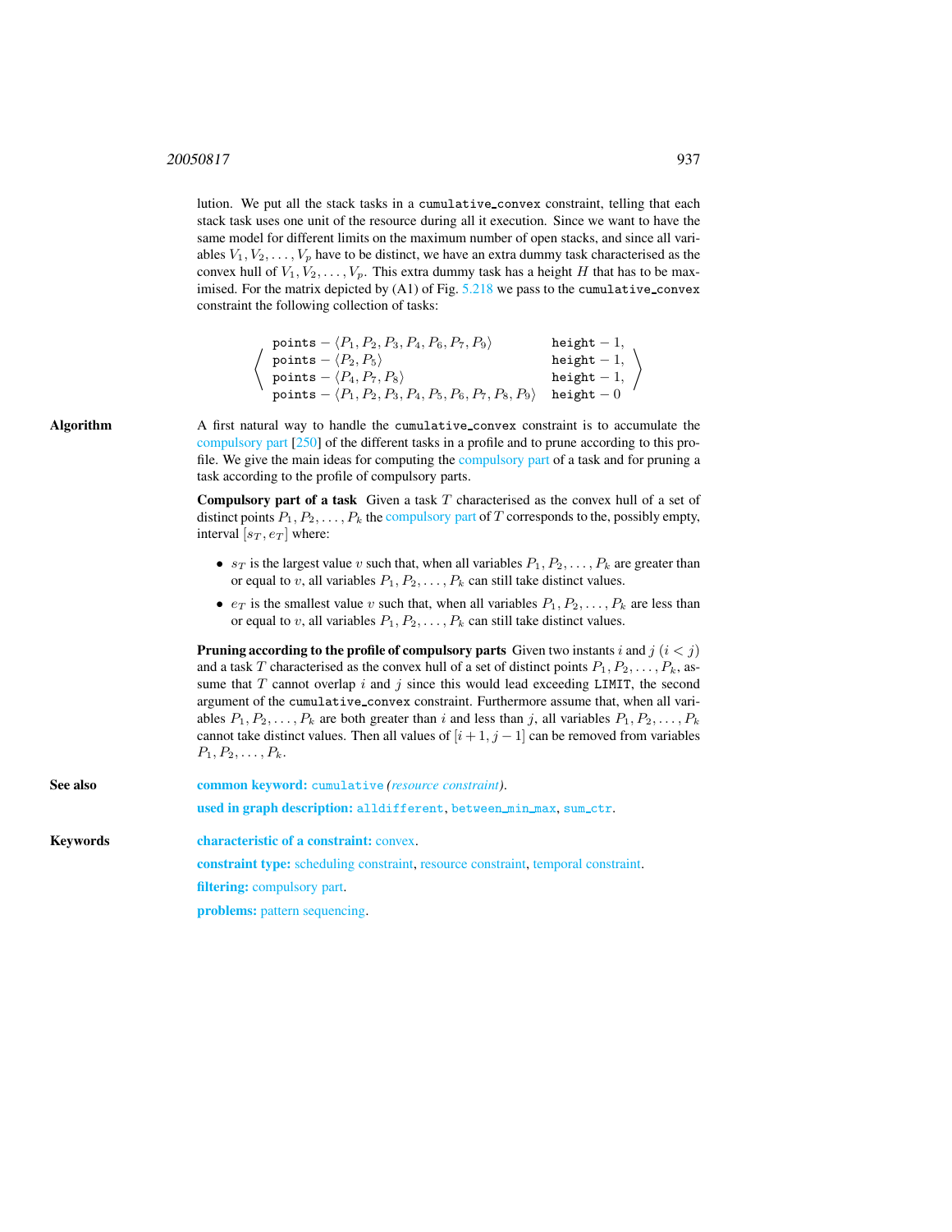lution. We put all the stack tasks in a cumulative_convex constraint, telling that each stack task uses one unit of the resource during all it execution. Since we want to have the same model for different limits on the maximum number of open stacks, and since all variables $V_1, V_2, \ldots, V_p$ have to be distinct, we have an extra dummy task characterised as the convex hull of $V_1, V_2, \ldots, V_p$. This extra dummy task has a height $H$ that has to be maximised. For the matrix depicted by (A1) of Fig. 5.218 we pass to the cumulative_convex constraint the following collection of tasks:

$$\left\langle \begin{array}{ll} \texttt{points} - \langle P_1, P_2, P_3, P_4, P_6, P_7, P_9 \rangle & \texttt{height} - 1, \\ \texttt{points} - \langle P_2, P_5 \rangle & \texttt{height} - 1, \\ \texttt{points} - \langle P_4, P_7, P_8 \rangle & \texttt{height} - 1, \\ \texttt{points} - \langle P_1, P_2, P_3, P_4, P_5, P_6, P_7, P_8, P_9 \rangle & \texttt{height} - 0 \end{array} \right\rangle$$

## Algorithm

A first natural way to handle the cumulative_convex constraint is to accumulate the compulsory part [250] of the different tasks in a profile and to prune according to this profile. We give the main ideas for computing the compulsory part of a task and for pruning a task according to the profile of compulsory parts.

**Compulsory part of a task** Given a task $T$ characterised as the convex hull of a set of distinct points $P_1, P_2, \ldots, P_k$ the compulsory part of $T$ corresponds to the, possibly empty, interval $[s_T, e_T]$ where:

- $s_T$ is the largest value $v$ such that, when all variables $P_1, P_2, \ldots, P_k$ are greater than or equal to $v$, all variables $P_1, P_2, \ldots, P_k$ can still take distinct values.
- $e_T$ is the smallest value $v$ such that, when all variables $P_1, P_2, \ldots, P_k$ are less than or equal to $v$, all variables $P_1, P_2, \ldots, P_k$ can still take distinct values.

**Pruning according to the profile of compulsory parts** Given two instants $i$ and $j$ ($i < j$) and a task $T$ characterised as the convex hull of a set of distinct points $P_1, P_2, \ldots, P_k$, assume that $T$ cannot overlap $i$ and $j$ since this would lead exceeding LIMIT, the second argument of the cumulative_convex constraint. Furthermore assume that, when all variables $P_1, P_2, \ldots, P_k$ are both greater than $i$ and less than $j$, all variables $P_1, P_2, \ldots, P_k$ cannot take distinct values. Then all values of $[i+1, j-1]$ can be removed from variables $P_1, P_2, \ldots, P_k$.

## See also

**common keyword:** cumulative *(resource constraint)*.

**used in graph description:** alldifferent, between_min_max, sum_ctr.

## Keywords

**characteristic of a constraint:** convex.

**constraint type:** scheduling constraint, resource constraint, temporal constraint.

**filtering:** compulsory part.

**problems:** pattern sequencing.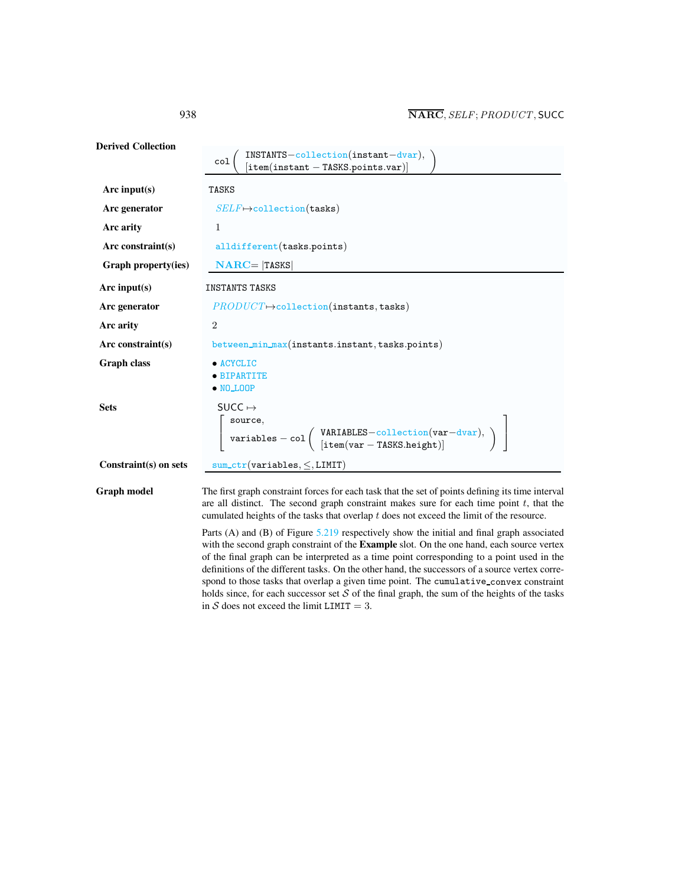**Derived Collection**

$$\texttt{col}\left(\begin{array}{l}\texttt{INSTANTS}-\texttt{collection}(\texttt{instant}-\texttt{dvar}),\\ [\texttt{item}(\texttt{instant}-\texttt{TASKS.points.var})]\end{array}\right)$$

| | |
|---|---|
| **Arc input(s)** | TASKS |
| **Arc generator** | *SELF* ↦ collection(tasks) |
| **Arc arity** | 1 |
| **Arc constraint(s)** | alldifferent(tasks.points) |
| **Graph property(ies)** | **NARC** = \|TASKS\| |

| | |
|---|---|
| **Arc input(s)** | INSTANTS TASKS |
| **Arc generator** | *PRODUCT* ↦ collection(instants, tasks) |
| **Arc arity** | 2 |
| **Arc constraint(s)** | between_min_max(instants.instant, tasks.points) |
| **Graph class** | • ACYCLIC<br>• BIPARTITE<br>• NO_LOOP |
| **Sets** | SUCC ↦ [source, variables − col(VARIABLES−collection(var−dvar), [item(var − TASKS.height)])] |
| **Constraint(s) on sets** | sum_ctr(variables, ≤, LIMIT) |

**Graph model**

The first graph constraint forces for each task that the set of points defining its time interval are all distinct. The second graph constraint makes sure for each time point $t$, that the cumulated heights of the tasks that overlap $t$ does not exceed the limit of the resource.

Parts (A) and (B) of Figure 5.219 respectively show the initial and final graph associated with the second graph constraint of the **Example** slot. On the one hand, each source vertex of the final graph can be interpreted as a time point corresponding to a point used in the definitions of the different tasks. On the other hand, the successors of a source vertex correspond to those tasks that overlap a given time point. The cumulative_convex constraint holds since, for each successor set $\mathcal{S}$ of the final graph, the sum of the heights of the tasks in $\mathcal{S}$ does not exceed the limit $\texttt{LIMIT} = 3$.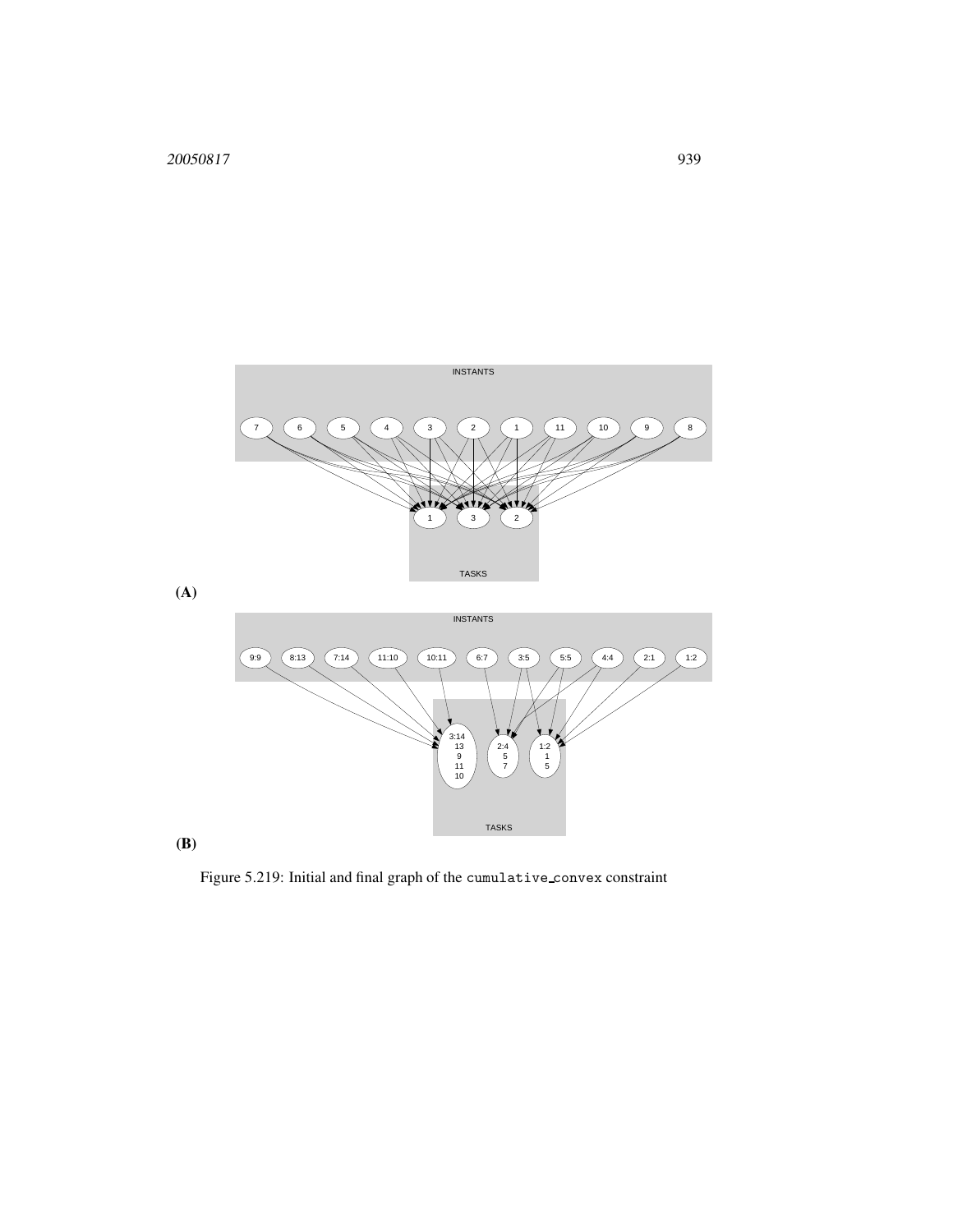INSTANTS

7 6 5 4 3 2 1 11 10 9 8

1 3 2

TASKS

**(A)**

INSTANTS

9:9 8:13 7:14 11:10 10:11 6:7 3:5 5:5 4:4 2:1 1:2

3:14
13
9
11
10

2:4
5
7

1:2
1
5

TASKS

**(B)**

Figure 5.219: Initial and final graph of the `cumulative_convex` constraint